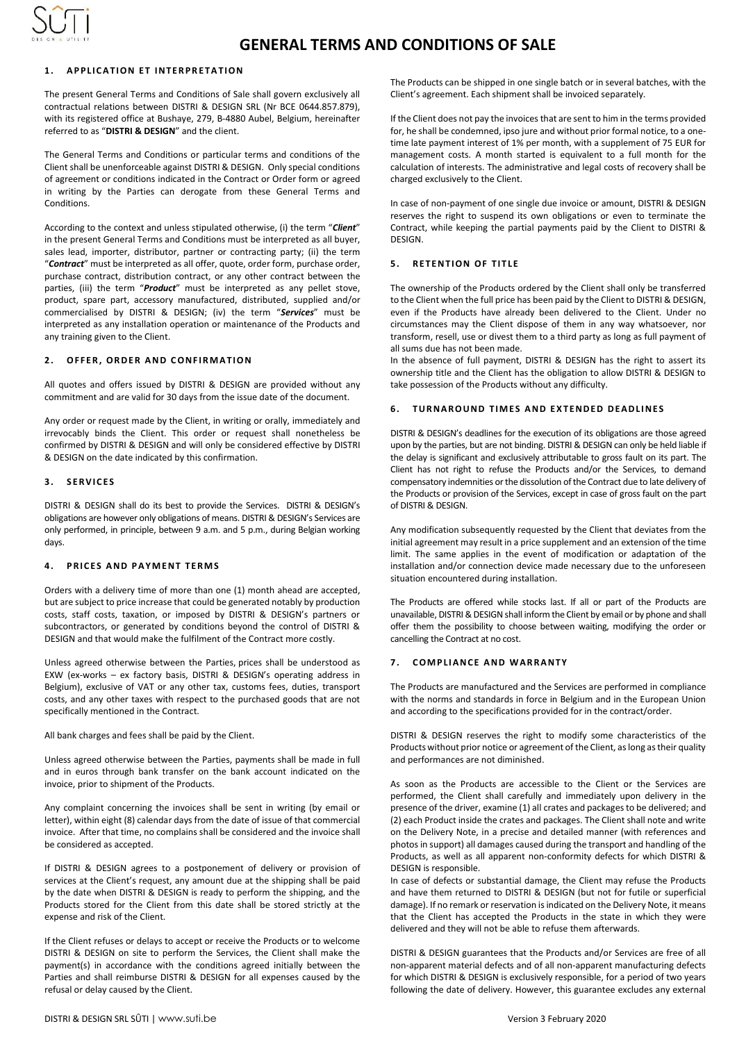# GENERAL TERMS AND CONDITIONS OF SALE

## 1. APPLICATION ET INTERPRETATION

The present General Terms and Conditions of Sale shall govern exclusively all contractual relations between DISTRI & DESIGN SRL (Nr BCE 0644.857.879), with its registered office at Bushaye, 279, B-4880 Aubel, Belgium, hereinafter referred to as "**DISTRI & DESIGN**" and the client.

The General Terms and Conditions or particular terms and conditions of the Client shall be unenforceable against DISTRI & DESIGN. Only special conditions of agreement or conditions indicated in the Contract or Order form or agreed in writing by the Parties can derogate from these General Terms and Conditions.

According to the context and unless stipulated otherwise, (i) the term "***Client***" in the present General Terms and Conditions must be interpreted as all buyer, sales lead, importer, distributor, partner or contracting party; (ii) the term "***Contract***" must be interpreted as all offer, quote, order form, purchase order, purchase contract, distribution contract, or any other contract between the parties, (iii) the term "***Product***" must be interpreted as any pellet stove, product, spare part, accessory manufactured, distributed, supplied and/or commercialised by DISTRI & DESIGN; (iv) the term "***Services***" must be interpreted as any installation operation or maintenance of the Products and any training given to the Client.

## 2. OFFER, ORDER AND CONFIRMATION

All quotes and offers issued by DISTRI & DESIGN are provided without any commitment and are valid for 30 days from the issue date of the document.

Any order or request made by the Client, in writing or orally, immediately and irrevocably binds the Client. This order or request shall nonetheless be confirmed by DISTRI & DESIGN and will only be considered effective by DISTRI & DESIGN on the date indicated by this confirmation.

## 3. SERVICES

DISTRI & DESIGN shall do its best to provide the Services. DISTRI & DESIGN's obligations are however only obligations of means. DISTRI & DESIGN's Services are only performed, in principle, between 9 a.m. and 5 p.m., during Belgian working days.

## 4. PRICES AND PAYMENT TERMS

Orders with a delivery time of more than one (1) month ahead are accepted, but are subject to price increase that could be generated notably by production costs, staff costs, taxation, or imposed by DISTRI & DESIGN's partners or subcontractors, or generated by conditions beyond the control of DISTRI & DESIGN and that would make the fulfilment of the Contract more costly.

Unless agreed otherwise between the Parties, prices shall be understood as EXW (ex-works – ex factory basis, DISTRI & DESIGN's operating address in Belgium), exclusive of VAT or any other tax, customs fees, duties, transport costs, and any other taxes with respect to the purchased goods that are not specifically mentioned in the Contract.

All bank charges and fees shall be paid by the Client.

Unless agreed otherwise between the Parties, payments shall be made in full and in euros through bank transfer on the bank account indicated on the invoice, prior to shipment of the Products.

Any complaint concerning the invoices shall be sent in writing (by email or letter), within eight (8) calendar days from the date of issue of that commercial invoice. After that time, no complains shall be considered and the invoice shall be considered as accepted.

If DISTRI & DESIGN agrees to a postponement of delivery or provision of services at the Client's request, any amount due at the shipping shall be paid by the date when DISTRI & DESIGN is ready to perform the shipping, and the Products stored for the Client from this date shall be stored strictly at the expense and risk of the Client.

If the Client refuses or delays to accept or receive the Products or to welcome DISTRI & DESIGN on site to perform the Services, the Client shall make the payment(s) in accordance with the conditions agreed initially between the Parties and shall reimburse DISTRI & DESIGN for all expenses caused by the refusal or delay caused by the Client.

The Products can be shipped in one single batch or in several batches, with the Client's agreement. Each shipment shall be invoiced separately.

If the Client does not pay the invoices that are sent to him in the terms provided for, he shall be condemned, ipso jure and without prior formal notice, to a one-time late payment interest of 1% per month, with a supplement of 75 EUR for management costs. A month started is equivalent to a full month for the calculation of interests. The administrative and legal costs of recovery shall be charged exclusively to the Client.

In case of non-payment of one single due invoice or amount, DISTRI & DESIGN reserves the right to suspend its own obligations or even to terminate the Contract, while keeping the partial payments paid by the Client to DISTRI & DESIGN.

## 5. RETENTION OF TITLE

The ownership of the Products ordered by the Client shall only be transferred to the Client when the full price has been paid by the Client to DISTRI & DESIGN, even if the Products have already been delivered to the Client. Under no circumstances may the Client dispose of them in any way whatsoever, nor transform, resell, use or divest them to a third party as long as full payment of all sums due has not been made.

In the absence of full payment, DISTRI & DESIGN has the right to assert its ownership title and the Client has the obligation to allow DISTRI & DESIGN to take possession of the Products without any difficulty.

## 6. TURNAROUND TIMES AND EXTENDED DEADLINES

DISTRI & DESIGN's deadlines for the execution of its obligations are those agreed upon by the parties, but are not binding. DISTRI & DESIGN can only be held liable if the delay is significant and exclusively attributable to gross fault on its part. The Client has not right to refuse the Products and/or the Services, to demand compensatory indemnities or the dissolution of the Contract due to late delivery of the Products or provision of the Services, except in case of gross fault on the part of DISTRI & DESIGN.

Any modification subsequently requested by the Client that deviates from the initial agreement may result in a price supplement and an extension of the time limit. The same applies in the event of modification or adaptation of the installation and/or connection device made necessary due to the unforeseen situation encountered during installation.

The Products are offered while stocks last. If all or part of the Products are unavailable, DISTRI & DESIGN shall inform the Client by email or by phone and shall offer them the possibility to choose between waiting, modifying the order or cancelling the Contract at no cost.

## 7. COMPLIANCE AND WARRANTY

The Products are manufactured and the Services are performed in compliance with the norms and standards in force in Belgium and in the European Union and according to the specifications provided for in the contract/order.

DISTRI & DESIGN reserves the right to modify some characteristics of the Products without prior notice or agreement of the Client, as long as their quality and performances are not diminished.

As soon as the Products are accessible to the Client or the Services are performed, the Client shall carefully and immediately upon delivery in the presence of the driver, examine (1) all crates and packages to be delivered; and (2) each Product inside the crates and packages. The Client shall note and write on the Delivery Note, in a precise and detailed manner (with references and photos in support) all damages caused during the transport and handling of the Products, as well as all apparent non-conformity defects for which DISTRI & DESIGN is responsible.

In case of defects or substantial damage, the Client may refuse the Products and have them returned to DISTRI & DESIGN (but not for futile or superficial damage). If no remark or reservation is indicated on the Delivery Note, it means that the Client has accepted the Products in the state in which they were delivered and they will not be able to refuse them afterwards.

DISTRI & DESIGN guarantees that the Products and/or Services are free of all non-apparent material defects and of all non-apparent manufacturing defects for which DISTRI & DESIGN is exclusively responsible, for a period of two years following the date of delivery. However, this guarantee excludes any external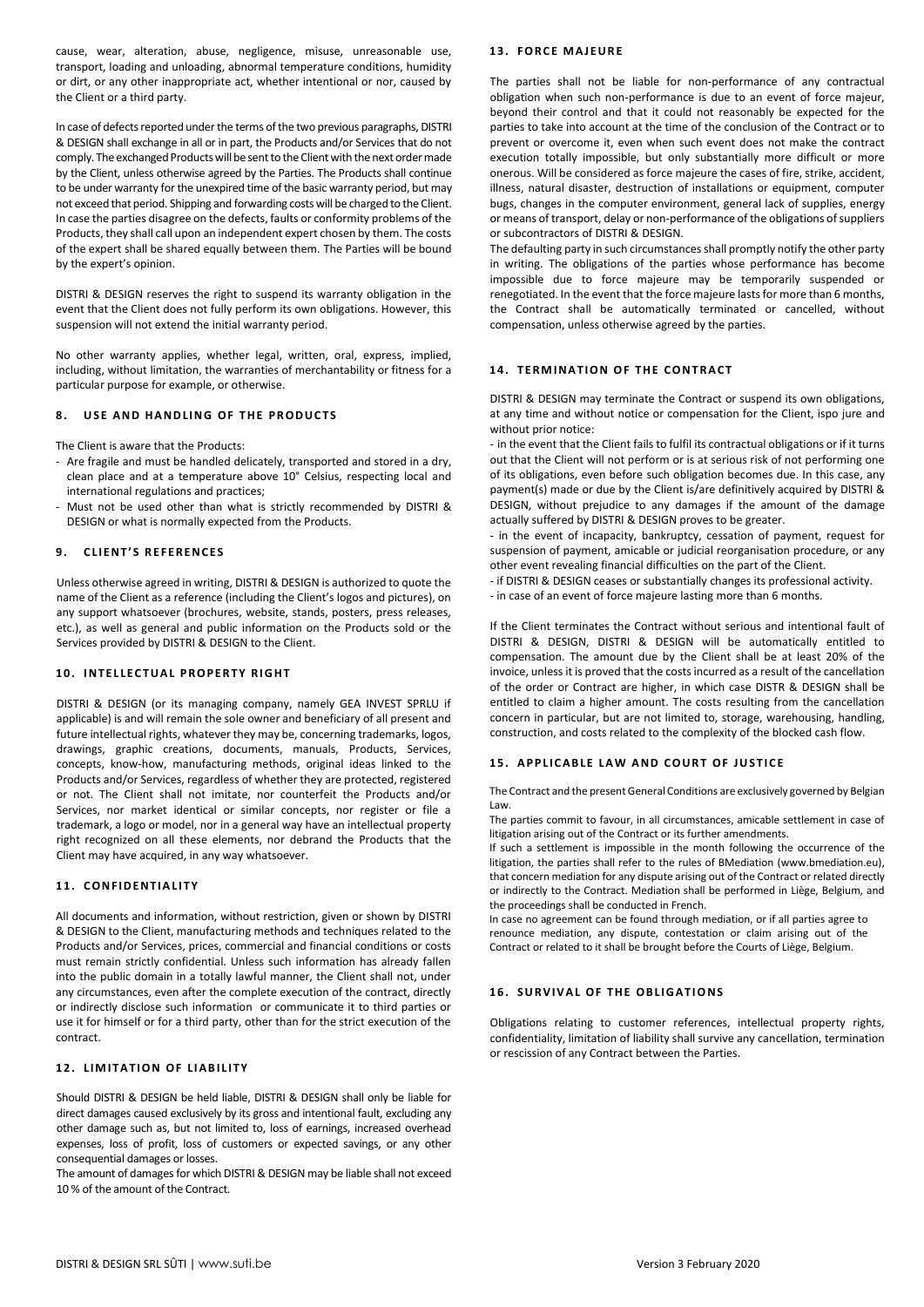cause, wear, alteration, abuse, negligence, misuse, unreasonable use, transport, loading and unloading, abnormal temperature conditions, humidity or dirt, or any other inappropriate act, whether intentional or nor, caused by the Client or a third party.

In case of defects reported under the terms of the two previous paragraphs, DISTRI & DESIGN shall exchange in all or in part, the Products and/or Services that do not comply. The exchanged Products will be sent to the Client with the next order made by the Client, unless otherwise agreed by the Parties. The Products shall continue to be under warranty for the unexpired time of the basic warranty period, but may not exceed that period. Shipping and forwarding costs will be charged to the Client. In case the parties disagree on the defects, faults or conformity problems of the Products, they shall call upon an independent expert chosen by them. The costs of the expert shall be shared equally between them. The Parties will be bound by the expert's opinion.

DISTRI & DESIGN reserves the right to suspend its warranty obligation in the event that the Client does not fully perform its own obligations. However, this suspension will not extend the initial warranty period.

No other warranty applies, whether legal, written, oral, express, implied, including, without limitation, the warranties of merchantability or fitness for a particular purpose for example, or otherwise.

## 8. USE AND HANDLING OF THE PRODUCTS

The Client is aware that the Products:

- Are fragile and must be handled delicately, transported and stored in a dry, clean place and at a temperature above 10° Celsius, respecting local and international regulations and practices;
- Must not be used other than what is strictly recommended by DISTRI & DESIGN or what is normally expected from the Products.

## 9. CLIENT'S REFERENCES

Unless otherwise agreed in writing, DISTRI & DESIGN is authorized to quote the name of the Client as a reference (including the Client's logos and pictures), on any support whatsoever (brochures, website, stands, posters, press releases, etc.), as well as general and public information on the Products sold or the Services provided by DISTRI & DESIGN to the Client.

## 10. INTELLECTUAL PROPERTY RIGHT

DISTRI & DESIGN (or its managing company, namely GEA INVEST SPRLU if applicable) is and will remain the sole owner and beneficiary of all present and future intellectual rights, whatever they may be, concerning trademarks, logos, drawings, graphic creations, documents, manuals, Products, Services, concepts, know-how, manufacturing methods, original ideas linked to the Products and/or Services, regardless of whether they are protected, registered or not. The Client shall not imitate, nor counterfeit the Products and/or Services, nor market identical or similar concepts, nor register or file a trademark, a logo or model, nor in a general way have an intellectual property right recognized on all these elements, nor debrand the Products that the Client may have acquired, in any way whatsoever.

## 11. CONFIDENTIALITY

All documents and information, without restriction, given or shown by DISTRI & DESIGN to the Client, manufacturing methods and techniques related to the Products and/or Services, prices, commercial and financial conditions or costs must remain strictly confidential. Unless such information has already fallen into the public domain in a totally lawful manner, the Client shall not, under any circumstances, even after the complete execution of the contract, directly or indirectly disclose such information or communicate it to third parties or use it for himself or for a third party, other than for the strict execution of the contract.

## 12. LIMITATION OF LIABILITY

Should DISTRI & DESIGN be held liable, DISTRI & DESIGN shall only be liable for direct damages caused exclusively by its gross and intentional fault, excluding any other damage such as, but not limited to, loss of earnings, increased overhead expenses, loss of profit, loss of customers or expected savings, or any other consequential damages or losses.

The amount of damages for which DISTRI & DESIGN may be liable shall not exceed 10 % of the amount of the Contract.

## 13. FORCE MAJEURE

The parties shall not be liable for non-performance of any contractual obligation when such non-performance is due to an event of force majeur, beyond their control and that it could not reasonably be expected for the parties to take into account at the time of the conclusion of the Contract or to prevent or overcome it, even when such event does not make the contract execution totally impossible, but only substantially more difficult or more onerous. Will be considered as force majeure the cases of fire, strike, accident, illness, natural disaster, destruction of installations or equipment, computer bugs, changes in the computer environment, general lack of supplies, energy or means of transport, delay or non-performance of the obligations of suppliers or subcontractors of DISTRI & DESIGN.

The defaulting party in such circumstances shall promptly notify the other party in writing. The obligations of the parties whose performance has become impossible due to force majeure may be temporarily suspended or renegotiated. In the event that the force majeure lasts for more than 6 months, the Contract shall be automatically terminated or cancelled, without compensation, unless otherwise agreed by the parties.

## 14. TERMINATION OF THE CONTRACT

DISTRI & DESIGN may terminate the Contract or suspend its own obligations, at any time and without notice or compensation for the Client, ispo jure and without prior notice:

- in the event that the Client fails to fulfil its contractual obligations or if it turns out that the Client will not perform or is at serious risk of not performing one of its obligations, even before such obligation becomes due. In this case, any payment(s) made or due by the Client is/are definitively acquired by DISTRI & DESIGN, without prejudice to any damages if the amount of the damage actually suffered by DISTRI & DESIGN proves to be greater.
- in the event of incapacity, bankruptcy, cessation of payment, request for suspension of payment, amicable or judicial reorganisation procedure, or any other event revealing financial difficulties on the part of the Client.
- if DISTRI & DESIGN ceases or substantially changes its professional activity.
- in case of an event of force majeure lasting more than 6 months.

If the Client terminates the Contract without serious and intentional fault of DISTRI & DESIGN, DISTRI & DESIGN will be automatically entitled to compensation. The amount due by the Client shall be at least 20% of the invoice, unless it is proved that the costs incurred as a result of the cancellation of the order or Contract are higher, in which case DISTR & DESIGN shall be entitled to claim a higher amount. The costs resulting from the cancellation concern in particular, but are not limited to, storage, warehousing, handling, construction, and costs related to the complexity of the blocked cash flow.

## 15. APPLICABLE LAW AND COURT OF JUSTICE

The Contract and the present General Conditions are exclusively governed by Belgian Law.

The parties commit to favour, in all circumstances, amicable settlement in case of litigation arising out of the Contract or its further amendments.

If such a settlement is impossible in the month following the occurrence of the litigation, the parties shall refer to the rules of BMediation (www.bmediation.eu), that concern mediation for any dispute arising out of the Contract or related directly or indirectly to the Contract. Mediation shall be performed in Liège, Belgium, and the proceedings shall be conducted in French.

In case no agreement can be found through mediation, or if all parties agree to renounce mediation, any dispute, contestation or claim arising out of the Contract or related to it shall be brought before the Courts of Liège, Belgium.

## 16. SURVIVAL OF THE OBLIGATIONS

Obligations relating to customer references, intellectual property rights, confidentiality, limitation of liability shall survive any cancellation, termination or rescission of any Contract between the Parties.